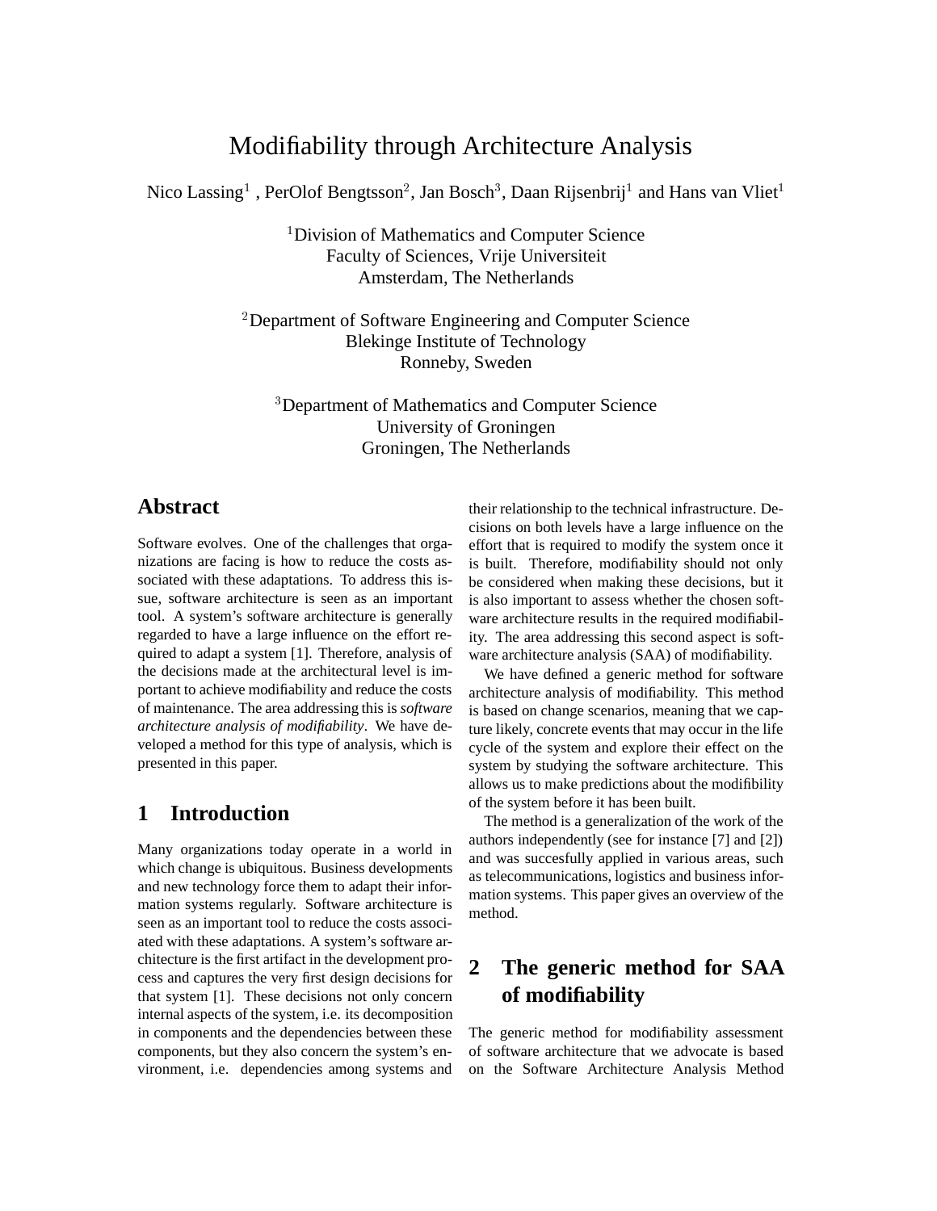# Modifiability through Architecture Analysis

Nico Lassing[1], PerOlof Bengtsson[2], Jan Bosch[3], Daan Rijsenbrij[1] and Hans van Vliet[1]

[1]Division of Mathematics and Computer Science
Faculty of Sciences, Vrije Universiteit
Amsterdam, The Netherlands

[2]Department of Software Engineering and Computer Science
Blekinge Institute of Technology
Ronneby, Sweden

[3]Department of Mathematics and Computer Science
University of Groningen
Groningen, The Netherlands

## Abstract

Software evolves. One of the challenges that organizations are facing is how to reduce the costs associated with these adaptations. To address this issue, software architecture is seen as an important tool. A system's software architecture is generally regarded to have a large influence on the effort required to adapt a system [1]. Therefore, analysis of the decisions made at the architectural level is important to achieve modifiability and reduce the costs of maintenance. The area addressing this is *software architecture analysis of modifiability*. We have developed a method for this type of analysis, which is presented in this paper.

## 1 Introduction

Many organizations today operate in a world in which change is ubiquitous. Business developments and new technology force them to adapt their information systems regularly. Software architecture is seen as an important tool to reduce the costs associated with these adaptations. A system's software architecture is the first artifact in the development process and captures the very first design decisions for that system [1]. These decisions not only concern internal aspects of the system, i.e. its decomposition in components and the dependencies between these components, but they also concern the system's environment, i.e. dependencies among systems and their relationship to the technical infrastructure. Decisions on both levels have a large influence on the effort that is required to modify the system once it is built. Therefore, modifiability should not only be considered when making these decisions, but it is also important to assess whether the chosen software architecture results in the required modifiability. The area addressing this second aspect is software architecture analysis (SAA) of modifiability.

We have defined a generic method for software architecture analysis of modifiability. This method is based on change scenarios, meaning that we capture likely, concrete events that may occur in the life cycle of the system and explore their effect on the system by studying the software architecture. This allows us to make predictions about the modifibility of the system before it has been built.

The method is a generalization of the work of the authors independently (see for instance [7] and [2]) and was succesfully applied in various areas, such as telecommunications, logistics and business information systems. This paper gives an overview of the method.

## 2 The generic method for SAA of modifiability

The generic method for modifiability assessment of software architecture that we advocate is based on the Software Architecture Analysis Method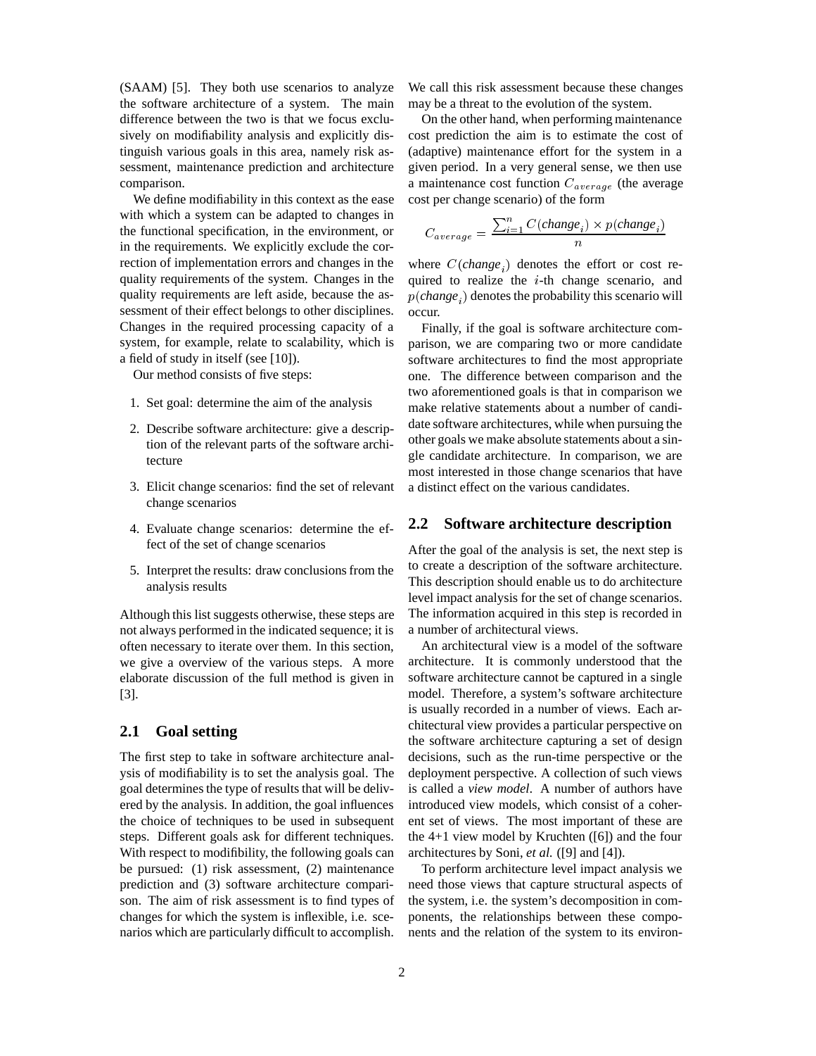(SAAM) [5]. They both use scenarios to analyze the software architecture of a system. The main difference between the two is that we focus exclusively on modifiability analysis and explicitly distinguish various goals in this area, namely risk assessment, maintenance prediction and architecture comparison.

We define modifiability in this context as the ease with which a system can be adapted to changes in the functional specification, in the environment, or in the requirements. We explicitly exclude the correction of implementation errors and changes in the quality requirements of the system. Changes in the quality requirements are left aside, because the assessment of their effect belongs to other disciplines. Changes in the required processing capacity of a system, for example, relate to scalability, which is a field of study in itself (see [10]).

Our method consists of five steps:

1. Set goal: determine the aim of the analysis
2. Describe software architecture: give a description of the relevant parts of the software architecture
3. Elicit change scenarios: find the set of relevant change scenarios
4. Evaluate change scenarios: determine the effect of the set of change scenarios
5. Interpret the results: draw conclusions from the analysis results

Although this list suggests otherwise, these steps are not always performed in the indicated sequence; it is often necessary to iterate over them. In this section, we give a overview of the various steps. A more elaborate discussion of the full method is given in [3].

## 2.1 Goal setting

The first step to take in software architecture analysis of modifiability is to set the analysis goal. The goal determines the type of results that will be delivered by the analysis. In addition, the goal influences the choice of techniques to be used in subsequent steps. Different goals ask for different techniques. With respect to modifibility, the following goals can be pursued: (1) risk assessment, (2) maintenance prediction and (3) software architecture comparison. The aim of risk assessment is to find types of changes for which the system is inflexible, i.e. scenarios which are particularly difficult to accomplish. We call this risk assessment because these changes may be a threat to the evolution of the system.

On the other hand, when performing maintenance cost prediction the aim is to estimate the cost of (adaptive) maintenance effort for the system in a given period. In a very general sense, we then use a maintenance cost function $C_{average}$ (the average cost per change scenario) of the form

$$C_{average} = \frac{\sum_{i=1}^{n} C(\mathit{change}_i) \times p(\mathit{change}_i)}{n}$$

where $C(\mathit{change}_i)$ denotes the effort or cost required to realize the $i$-th change scenario, and $p(\mathit{change}_i)$ denotes the probability this scenario will occur.

Finally, if the goal is software architecture comparison, we are comparing two or more candidate software architectures to find the most appropriate one. The difference between comparison and the two aforementioned goals is that in comparison we make relative statements about a number of candidate software architectures, while when pursuing the other goals we make absolute statements about a single candidate architecture. In comparison, we are most interested in those change scenarios that have a distinct effect on the various candidates.

## 2.2 Software architecture description

After the goal of the analysis is set, the next step is to create a description of the software architecture. This description should enable us to do architecture level impact analysis for the set of change scenarios. The information acquired in this step is recorded in a number of architectural views.

An architectural view is a model of the software architecture. It is commonly understood that the software architecture cannot be captured in a single model. Therefore, a system's software architecture is usually recorded in a number of views. Each architectural view provides a particular perspective on the software architecture capturing a set of design decisions, such as the run-time perspective or the deployment perspective. A collection of such views is called a *view model*. A number of authors have introduced view models, which consist of a coherent set of views. The most important of these are the 4+1 view model by Kruchten ([6]) and the four architectures by Soni, *et al.* ([9] and [4]).

To perform architecture level impact analysis we need those views that capture structural aspects of the system, i.e. the system's decomposition in components, the relationships between these components and the relation of the system to its environ-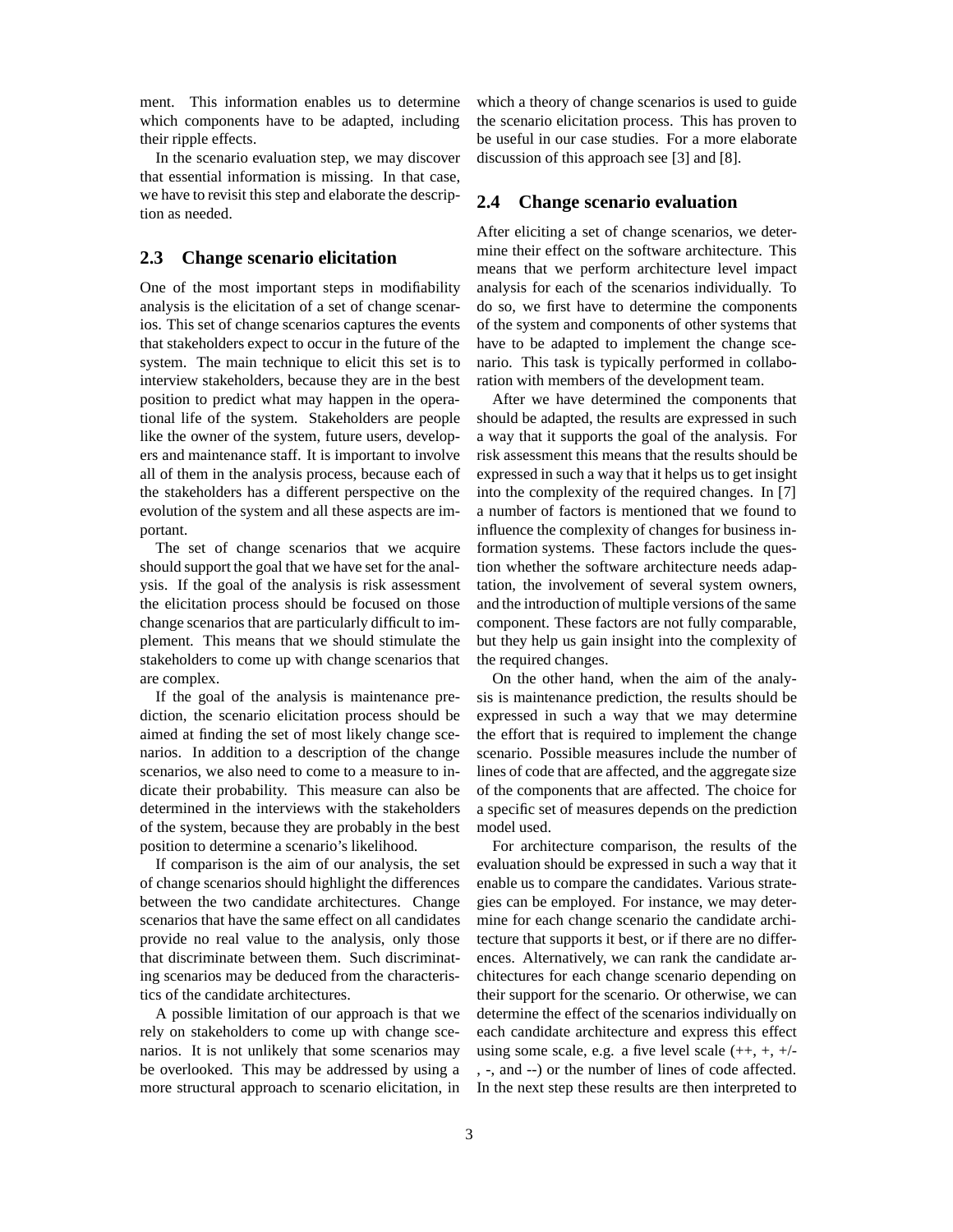ment. This information enables us to determine which components have to be adapted, including their ripple effects.

In the scenario evaluation step, we may discover that essential information is missing. In that case, we have to revisit this step and elaborate the description as needed.

## 2.3 Change scenario elicitation

One of the most important steps in modifiability analysis is the elicitation of a set of change scenarios. This set of change scenarios captures the events that stakeholders expect to occur in the future of the system. The main technique to elicit this set is to interview stakeholders, because they are in the best position to predict what may happen in the operational life of the system. Stakeholders are people like the owner of the system, future users, developers and maintenance staff. It is important to involve all of them in the analysis process, because each of the stakeholders has a different perspective on the evolution of the system and all these aspects are important.

The set of change scenarios that we acquire should support the goal that we have set for the analysis. If the goal of the analysis is risk assessment the elicitation process should be focused on those change scenarios that are particularly difficult to implement. This means that we should stimulate the stakeholders to come up with change scenarios that are complex.

If the goal of the analysis is maintenance prediction, the scenario elicitation process should be aimed at finding the set of most likely change scenarios. In addition to a description of the change scenarios, we also need to come to a measure to indicate their probability. This measure can also be determined in the interviews with the stakeholders of the system, because they are probably in the best position to determine a scenario's likelihood.

If comparison is the aim of our analysis, the set of change scenarios should highlight the differences between the two candidate architectures. Change scenarios that have the same effect on all candidates provide no real value to the analysis, only those that discriminate between them. Such discriminating scenarios may be deduced from the characteristics of the candidate architectures.

A possible limitation of our approach is that we rely on stakeholders to come up with change scenarios. It is not unlikely that some scenarios may be overlooked. This may be addressed by using a more structural approach to scenario elicitation, in which a theory of change scenarios is used to guide the scenario elicitation process. This has proven to be useful in our case studies. For a more elaborate discussion of this approach see [3] and [8].

## 2.4 Change scenario evaluation

After eliciting a set of change scenarios, we determine their effect on the software architecture. This means that we perform architecture level impact analysis for each of the scenarios individually. To do so, we first have to determine the components of the system and components of other systems that have to be adapted to implement the change scenario. This task is typically performed in collaboration with members of the development team.

After we have determined the components that should be adapted, the results are expressed in such a way that it supports the goal of the analysis. For risk assessment this means that the results should be expressed in such a way that it helps us to get insight into the complexity of the required changes. In [7] a number of factors is mentioned that we found to influence the complexity of changes for business information systems. These factors include the question whether the software architecture needs adaptation, the involvement of several system owners, and the introduction of multiple versions of the same component. These factors are not fully comparable, but they help us gain insight into the complexity of the required changes.

On the other hand, when the aim of the analysis is maintenance prediction, the results should be expressed in such a way that we may determine the effort that is required to implement the change scenario. Possible measures include the number of lines of code that are affected, and the aggregate size of the components that are affected. The choice for a specific set of measures depends on the prediction model used.

For architecture comparison, the results of the evaluation should be expressed in such a way that it enable us to compare the candidates. Various strategies can be employed. For instance, we may determine for each change scenario the candidate architecture that supports it best, or if there are no differences. Alternatively, we can rank the candidate architectures for each change scenario depending on their support for the scenario. Or otherwise, we can determine the effect of the scenarios individually on each candidate architecture and express this effect using some scale, e.g. a five level scale (++, +, +/-, -, and --) or the number of lines of code affected. In the next step these results are then interpreted to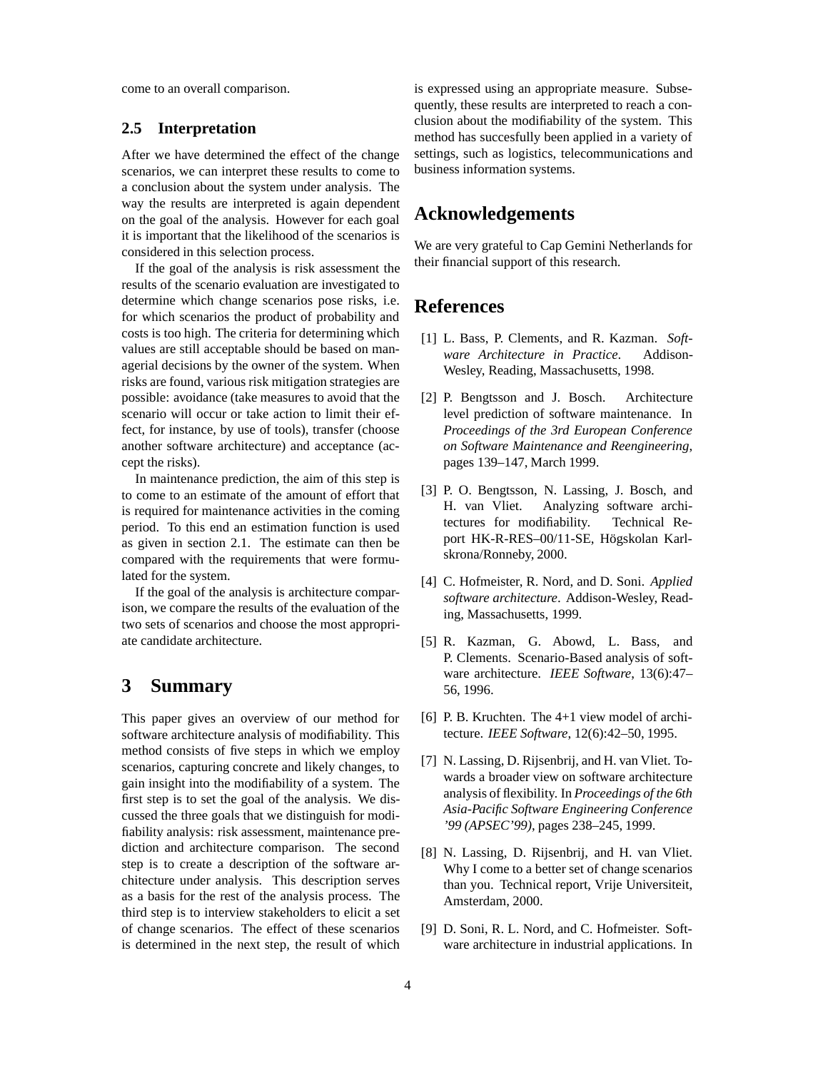come to an overall comparison.

### 2.5 Interpretation

After we have determined the effect of the change scenarios, we can interpret these results to come to a conclusion about the system under analysis. The way the results are interpreted is again dependent on the goal of the analysis. However for each goal it is important that the likelihood of the scenarios is considered in this selection process.

If the goal of the analysis is risk assessment the results of the scenario evaluation are investigated to determine which change scenarios pose risks, i.e. for which scenarios the product of probability and costs is too high. The criteria for determining which values are still acceptable should be based on managerial decisions by the owner of the system. When risks are found, various risk mitigation strategies are possible: avoidance (take measures to avoid that the scenario will occur or take action to limit their effect, for instance, by use of tools), transfer (choose another software architecture) and acceptance (accept the risks).

In maintenance prediction, the aim of this step is to come to an estimate of the amount of effort that is required for maintenance activities in the coming period. To this end an estimation function is used as given in section 2.1. The estimate can then be compared with the requirements that were formulated for the system.

If the goal of the analysis is architecture comparison, we compare the results of the evaluation of the two sets of scenarios and choose the most appropriate candidate architecture.

## 3 Summary

This paper gives an overview of our method for software architecture analysis of modifiability. This method consists of five steps in which we employ scenarios, capturing concrete and likely changes, to gain insight into the modifiability of a system. The first step is to set the goal of the analysis. We discussed the three goals that we distinguish for modifiability analysis: risk assessment, maintenance prediction and architecture comparison. The second step is to create a description of the software architecture under analysis. This description serves as a basis for the rest of the analysis process. The third step is to interview stakeholders to elicit a set of change scenarios. The effect of these scenarios is determined in the next step, the result of which is expressed using an appropriate measure. Subsequently, these results are interpreted to reach a conclusion about the modifiability of the system. This method has succesfully been applied in a variety of settings, such as logistics, telecommunications and business information systems.

## Acknowledgements

We are very grateful to Cap Gemini Netherlands for their financial support of this research.

## References

[1] L. Bass, P. Clements, and R. Kazman. *Software Architecture in Practice*. Addison-Wesley, Reading, Massachusetts, 1998.

[2] P. Bengtsson and J. Bosch. Architecture level prediction of software maintenance. In *Proceedings of the 3rd European Conference on Software Maintenance and Reengineering*, pages 139–147, March 1999.

[3] P. O. Bengtsson, N. Lassing, J. Bosch, and H. van Vliet. Analyzing software architectures for modifiability. Technical Report HK-R-RES–00/11-SE, Högskolan Karlskrona/Ronneby, 2000.

[4] C. Hofmeister, R. Nord, and D. Soni. *Applied software architecture*. Addison-Wesley, Reading, Massachusetts, 1999.

[5] R. Kazman, G. Abowd, L. Bass, and P. Clements. Scenario-Based analysis of software architecture. *IEEE Software*, 13(6):47–56, 1996.

[6] P. B. Kruchten. The 4+1 view model of architecture. *IEEE Software*, 12(6):42–50, 1995.

[7] N. Lassing, D. Rijsenbrij, and H. van Vliet. Towards a broader view on software architecture analysis of flexibility. In *Proceedings of the 6th Asia-Pacific Software Engineering Conference '99 (APSEC'99)*, pages 238–245, 1999.

[8] N. Lassing, D. Rijsenbrij, and H. van Vliet. Why I come to a better set of change scenarios than you. Technical report, Vrije Universiteit, Amsterdam, 2000.

[9] D. Soni, R. L. Nord, and C. Hofmeister. Software architecture in industrial applications. In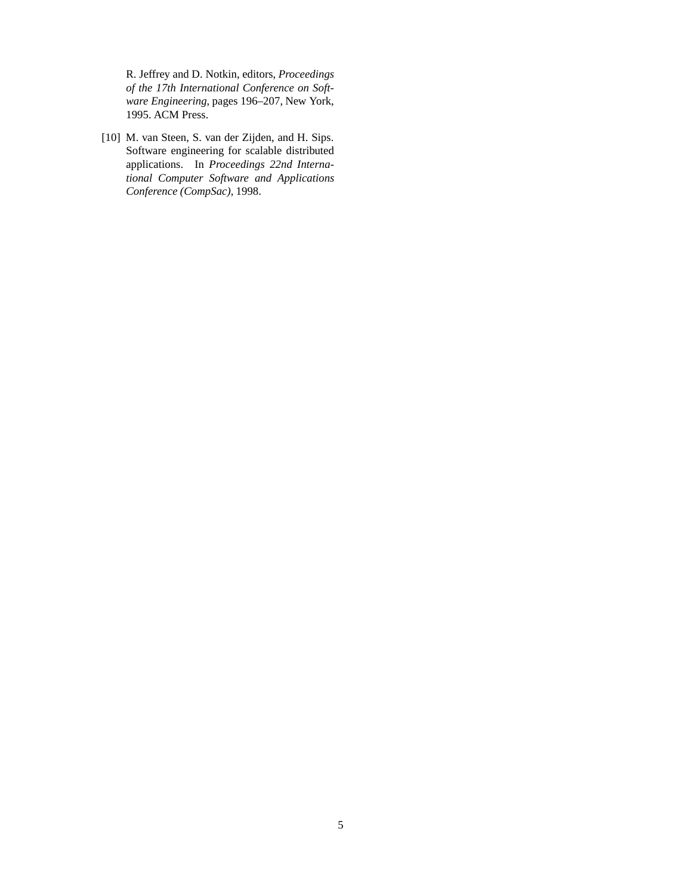R. Jeffrey and D. Notkin, editors, *Proceedings of the 17th International Conference on Software Engineering*, pages 196–207, New York, 1995. ACM Press.

[10] M. van Steen, S. van der Zijden, and H. Sips. Software engineering for scalable distributed applications. In *Proceedings 22nd International Computer Software and Applications Conference (CompSac)*, 1998.